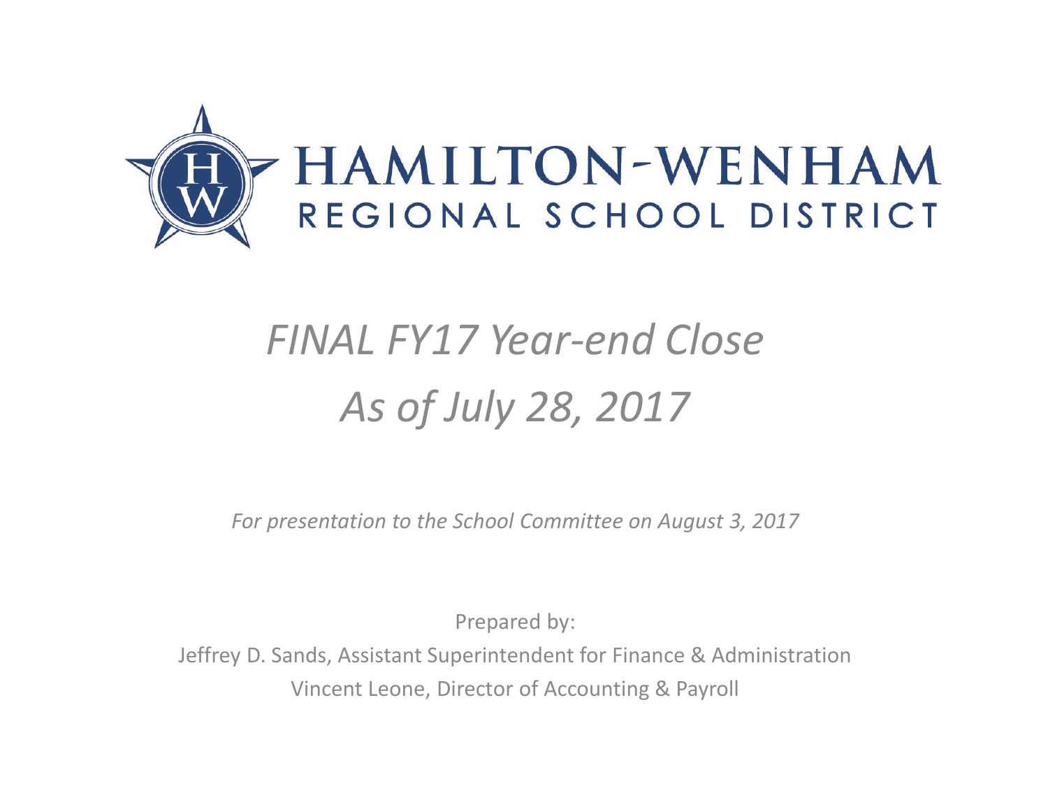# HAMILTON-WENHAM

## REGIONAL SCHOOL DISTRICT

# *FINAL FY17 Year-end Close*

# *As of July 28, 2017*

*For presentation to the School Committee on August 3, 2017*

Prepared by:

Jeffrey D. Sands, Assistant Superintendent for Finance & Administration

Vincent Leone, Director of Accounting & Payroll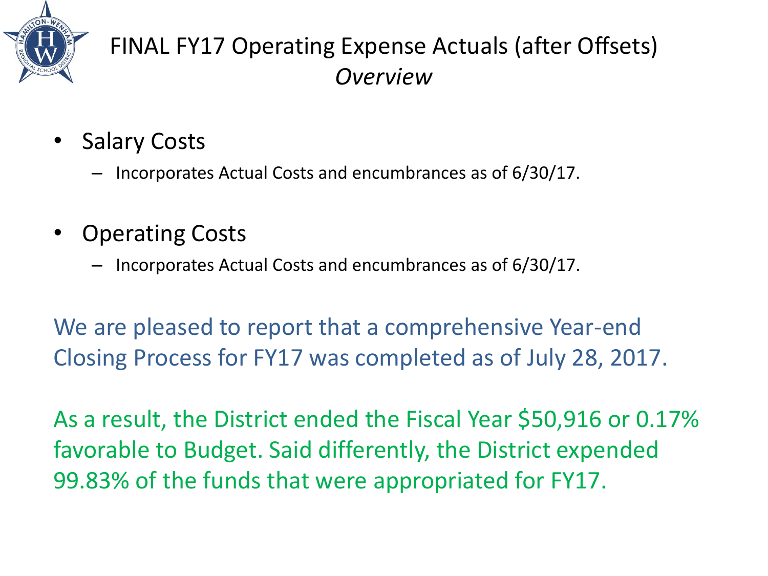# FINAL FY17 Operating Expense Actuals (after Offsets)

## *Overview*

- Salary Costs
  - Incorporates Actual Costs and encumbrances as of 6/30/17.
- Operating Costs
  - Incorporates Actual Costs and encumbrances as of 6/30/17.

We are pleased to report that a comprehensive Year-end Closing Process for FY17 was completed as of July 28, 2017.

As a result, the District ended the Fiscal Year $50,916 or 0.17% favorable to Budget. Said differently, the District expended 99.83% of the funds that were appropriated for FY17.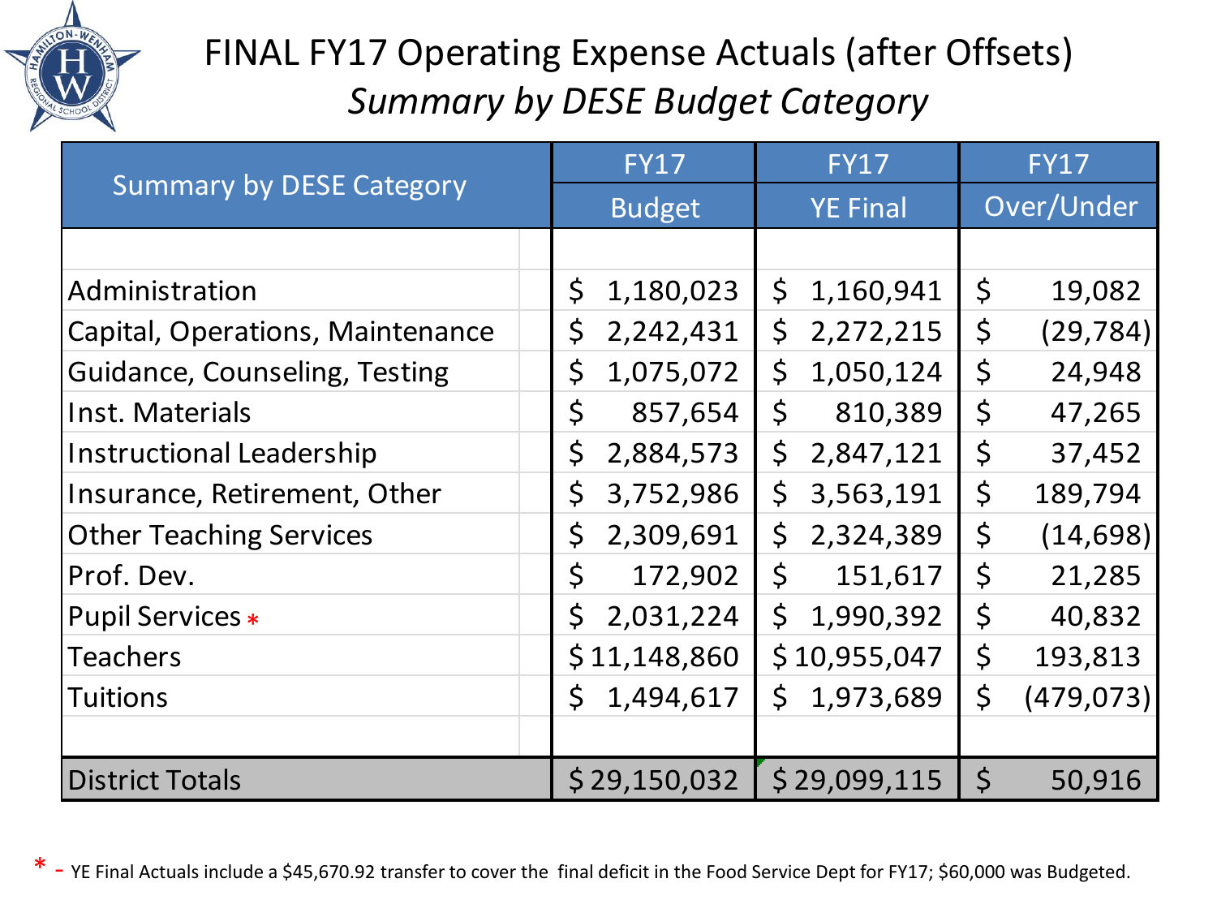# FINAL FY17 Operating Expense Actuals (after Offsets)

## *Summary by DESE Budget Category*

| Summary by DESE Category | FY17 Budget | FY17 YE Final | FY17 Over/Under |
|---|---|---|---|
| Administration | $ 1,180,023 | $ 1,160,941 | $ 19,082 |
| Capital, Operations, Maintenance | $ 2,242,431 | $ 2,272,215 | $ (29,784) |
| Guidance, Counseling, Testing | $ 1,075,072 | $ 1,050,124 | $ 24,948 |
| Inst. Materials | $ 857,654 | $ 810,389 | $ 47,265 |
| Instructional Leadership | $ 2,884,573 | $ 2,847,121 | $ 37,452 |
| Insurance, Retirement, Other | $ 3,752,986 | $ 3,563,191 | $ 189,794 |
| Other Teaching Services | $ 2,309,691 | $ 2,324,389 | $ (14,698) |
| Prof. Dev. | $ 172,902 | $ 151,617 | $ 21,285 |
| Pupil Services * | $ 2,031,224 | $ 1,990,392 | $ 40,832 |
| Teachers | $ 11,148,860 | $ 10,955,047 | $ 193,813 |
| Tuitions | $ 1,494,617 | $ 1,973,689 | $ (479,073) |
| **District Totals** | **$ 29,150,032** | **$ 29,099,115** | **$ 50,916** |

* - YE Final Actuals include a $45,670.92 transfer to cover the final deficit in the Food Service Dept for FY17; $60,000 was Budgeted.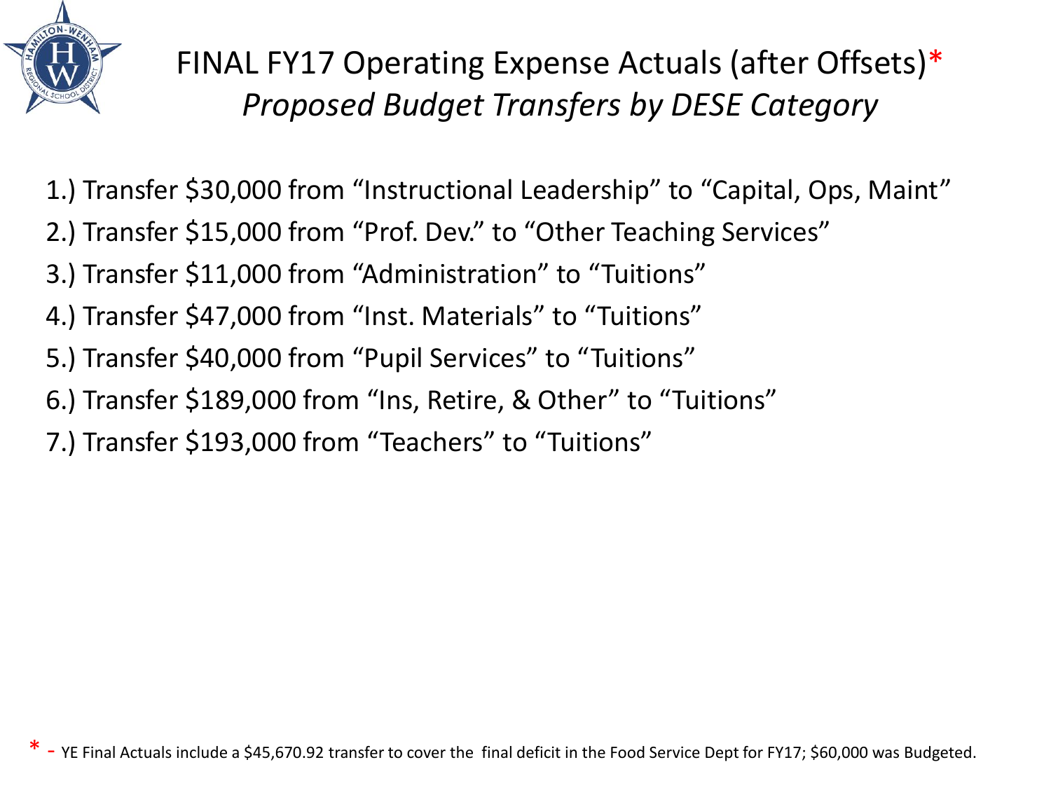# FINAL FY17 Operating Expense Actuals (after Offsets)*

## *Proposed Budget Transfers by DESE Category*

1.) Transfer $30,000 from “Instructional Leadership” to “Capital, Ops, Maint”

2.) Transfer $15,000 from “Prof. Dev.” to “Other Teaching Services”

3.) Transfer $11,000 from “Administration” to “Tuitions”

4.) Transfer $47,000 from “Inst. Materials” to “Tuitions”

5.) Transfer $40,000 from “Pupil Services” to “Tuitions”

6.) Transfer $189,000 from “Ins, Retire, & Other” to “Tuitions”

7.) Transfer $193,000 from “Teachers” to “Tuitions”

* - YE Final Actuals include a $45,670.92 transfer to cover the final deficit in the Food Service Dept for FY17; $60,000 was Budgeted.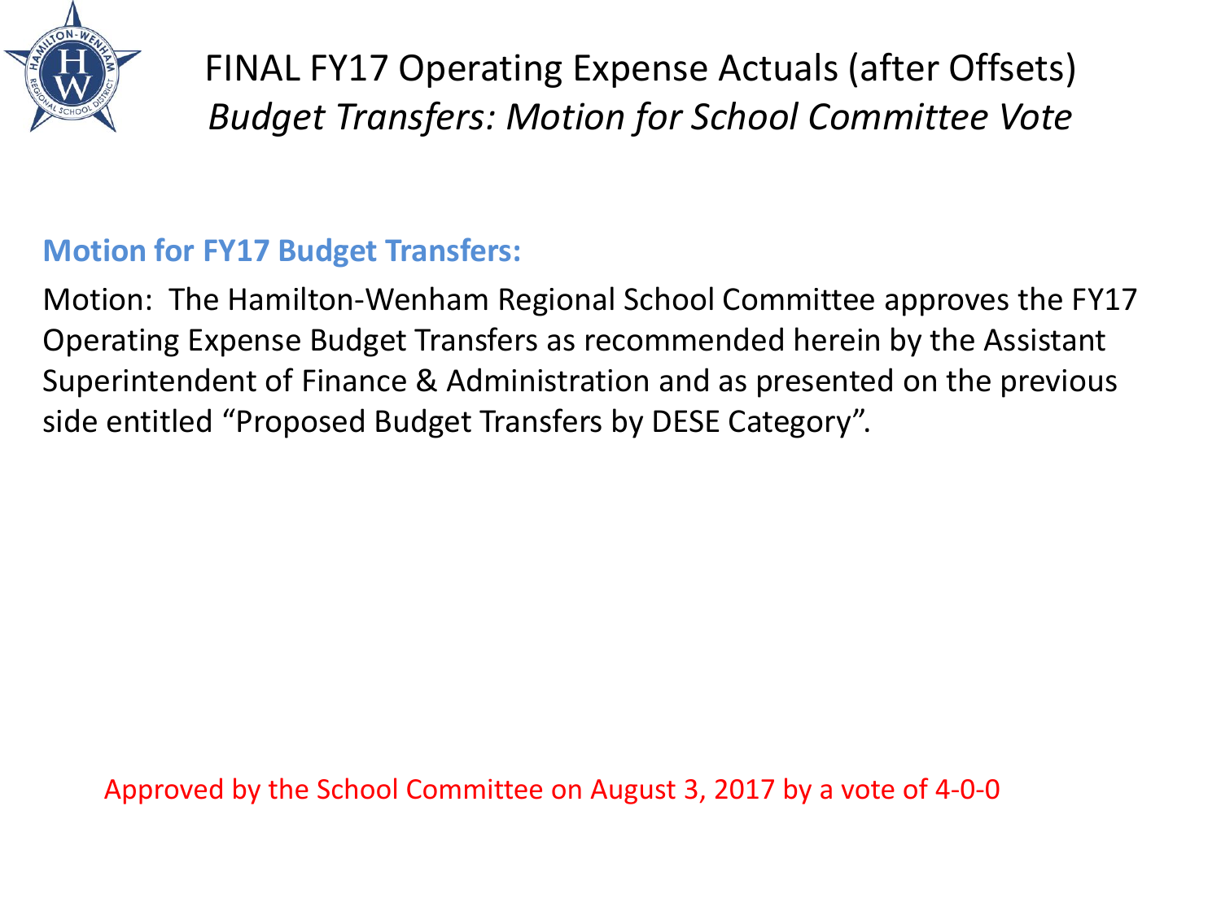# FINAL FY17 Operating Expense Actuals (after Offsets)

## *Budget Transfers: Motion for School Committee Vote*

**Motion for FY17 Budget Transfers:**

Motion: The Hamilton-Wenham Regional School Committee approves the FY17 Operating Expense Budget Transfers as recommended herein by the Assistant Superintendent of Finance & Administration and as presented on the previous side entitled "Proposed Budget Transfers by DESE Category".

Approved by the School Committee on August 3, 2017 by a vote of 4-0-0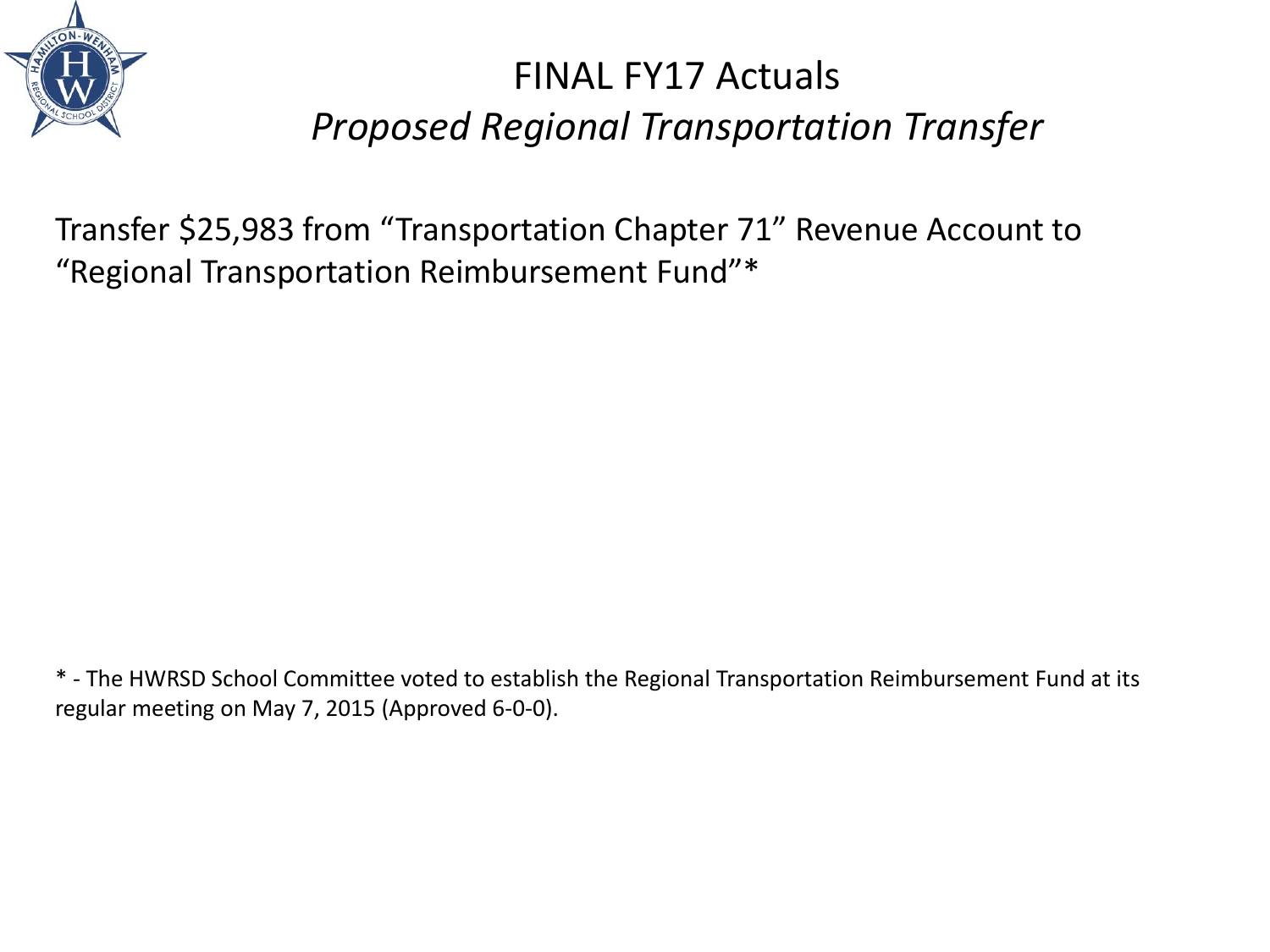# FINAL FY17 Actuals

## *Proposed Regional Transportation Transfer*

Transfer $25,983 from "Transportation Chapter 71" Revenue Account to "Regional Transportation Reimbursement Fund"*

* - The HWRSD School Committee voted to establish the Regional Transportation Reimbursement Fund at its regular meeting on May 7, 2015 (Approved 6-0-0).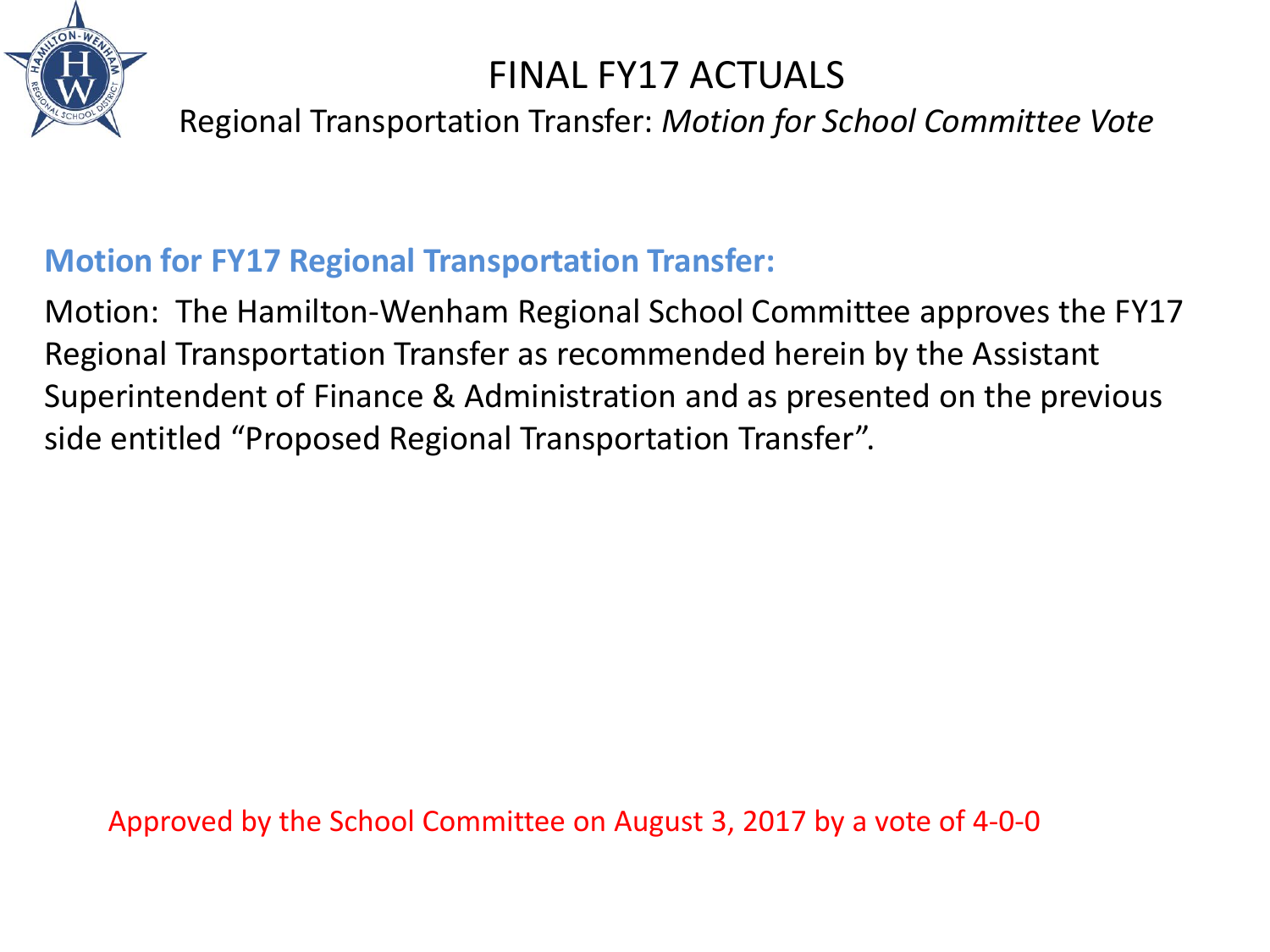# FINAL FY17 ACTUALS

Regional Transportation Transfer: *Motion for School Committee Vote*

**Motion for FY17 Regional Transportation Transfer:**

Motion: The Hamilton-Wenham Regional School Committee approves the FY17 Regional Transportation Transfer as recommended herein by the Assistant Superintendent of Finance & Administration and as presented on the previous side entitled "Proposed Regional Transportation Transfer".

Approved by the School Committee on August 3, 2017 by a vote of 4-0-0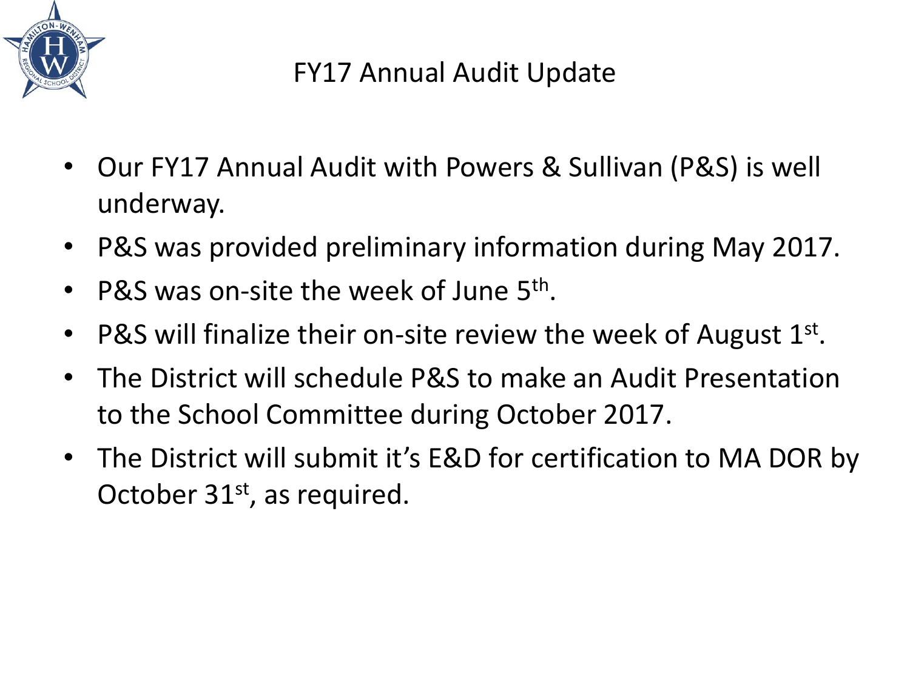# FY17 Annual Audit Update

- Our FY17 Annual Audit with Powers & Sullivan (P&S) is well underway.
- P&S was provided preliminary information during May 2017.
- P&S was on-site the week of June 5th.
- P&S will finalize their on-site review the week of August 1st.
- The District will schedule P&S to make an Audit Presentation to the School Committee during October 2017.
- The District will submit it's E&D for certification to MA DOR by October 31st, as required.